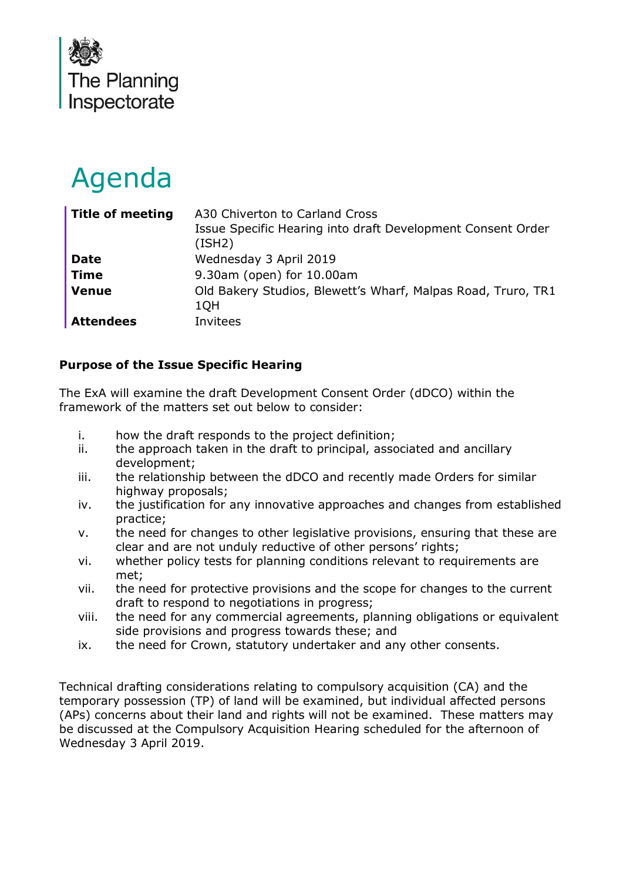The Planning Inspectorate

# Agenda

| | |
|---|---|
| **Title of meeting** | A30 Chiverton to Carland Cross<br>Issue Specific Hearing into draft Development Consent Order (ISH2) |
| **Date** | Wednesday 3 April 2019 |
| **Time** | 9.30am (open) for 10.00am |
| **Venue** | Old Bakery Studios, Blewett's Wharf, Malpas Road, Truro, TR1 1QH |
| **Attendees** | Invitees |

**Purpose of the Issue Specific Hearing**

The ExA will examine the draft Development Consent Order (dDCO) within the framework of the matters set out below to consider:

i. how the draft responds to the project definition;
ii. the approach taken in the draft to principal, associated and ancillary development;
iii. the relationship between the dDCO and recently made Orders for similar highway proposals;
iv. the justification for any innovative approaches and changes from established practice;
v. the need for changes to other legislative provisions, ensuring that these are clear and are not unduly reductive of other persons' rights;
vi. whether policy tests for planning conditions relevant to requirements are met;
vii. the need for protective provisions and the scope for changes to the current draft to respond to negotiations in progress;
viii. the need for any commercial agreements, planning obligations or equivalent side provisions and progress towards these; and
ix. the need for Crown, statutory undertaker and any other consents.

Technical drafting considerations relating to compulsory acquisition (CA) and the temporary possession (TP) of land will be examined, but individual affected persons (APs) concerns about their land and rights will not be examined. These matters may be discussed at the Compulsory Acquisition Hearing scheduled for the afternoon of Wednesday 3 April 2019.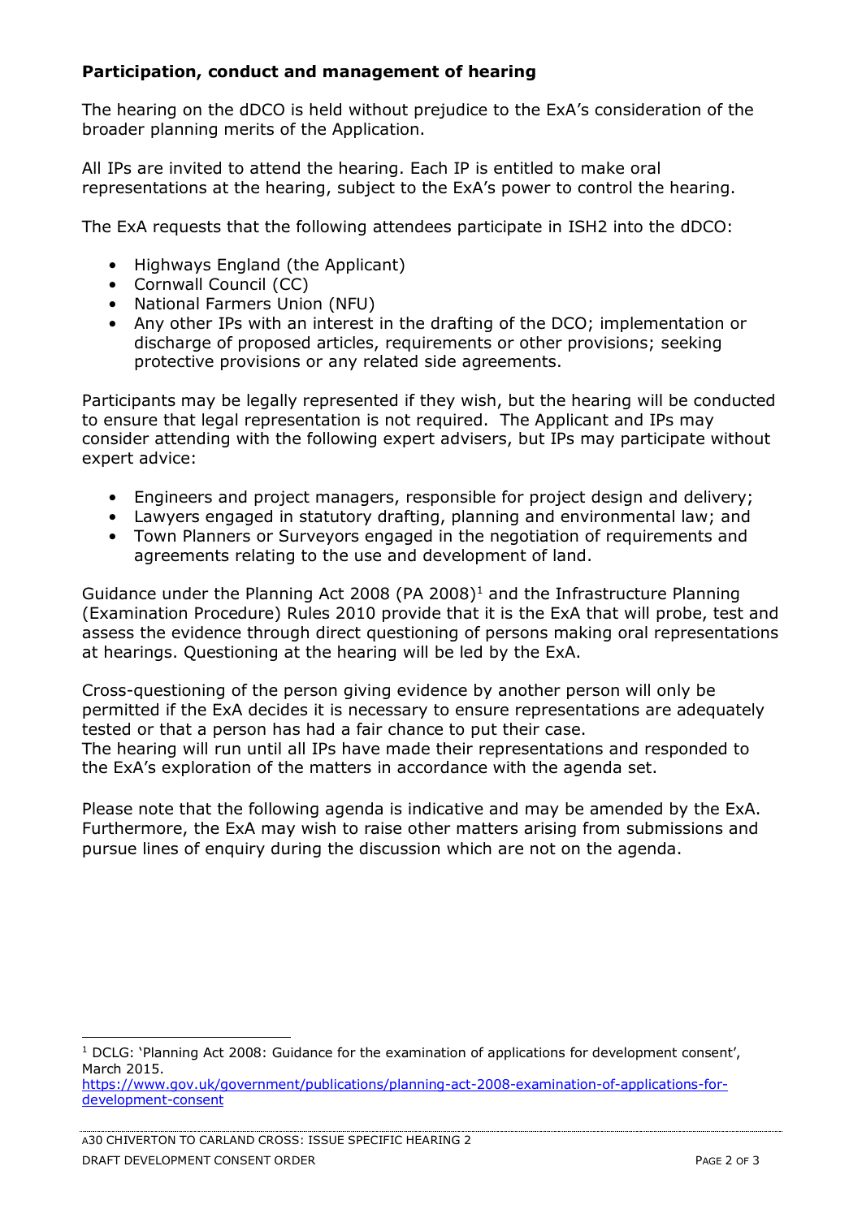**Participation, conduct and management of hearing**

The hearing on the dDCO is held without prejudice to the ExA's consideration of the broader planning merits of the Application.

All IPs are invited to attend the hearing. Each IP is entitled to make oral representations at the hearing, subject to the ExA's power to control the hearing.

The ExA requests that the following attendees participate in ISH2 into the dDCO:

- Highways England (the Applicant)
- Cornwall Council (CC)
- National Farmers Union (NFU)
- Any other IPs with an interest in the drafting of the DCO; implementation or discharge of proposed articles, requirements or other provisions; seeking protective provisions or any related side agreements.

Participants may be legally represented if they wish, but the hearing will be conducted to ensure that legal representation is not required. The Applicant and IPs may consider attending with the following expert advisers, but IPs may participate without expert advice:

- Engineers and project managers, responsible for project design and delivery;
- Lawyers engaged in statutory drafting, planning and environmental law; and
- Town Planners or Surveyors engaged in the negotiation of requirements and agreements relating to the use and development of land.

Guidance under the Planning Act 2008 (PA 2008)[1] and the Infrastructure Planning (Examination Procedure) Rules 2010 provide that it is the ExA that will probe, test and assess the evidence through direct questioning of persons making oral representations at hearings. Questioning at the hearing will be led by the ExA.

Cross-questioning of the person giving evidence by another person will only be permitted if the ExA decides it is necessary to ensure representations are adequately tested or that a person has had a fair chance to put their case.
The hearing will run until all IPs have made their representations and responded to the ExA's exploration of the matters in accordance with the agenda set.

Please note that the following agenda is indicative and may be amended by the ExA. Furthermore, the ExA may wish to raise other matters arising from submissions and pursue lines of enquiry during the discussion which are not on the agenda.

[1] DCLG: 'Planning Act 2008: Guidance for the examination of applications for development consent', March 2015.
https://www.gov.uk/government/publications/planning-act-2008-examination-of-applications-for-development-consent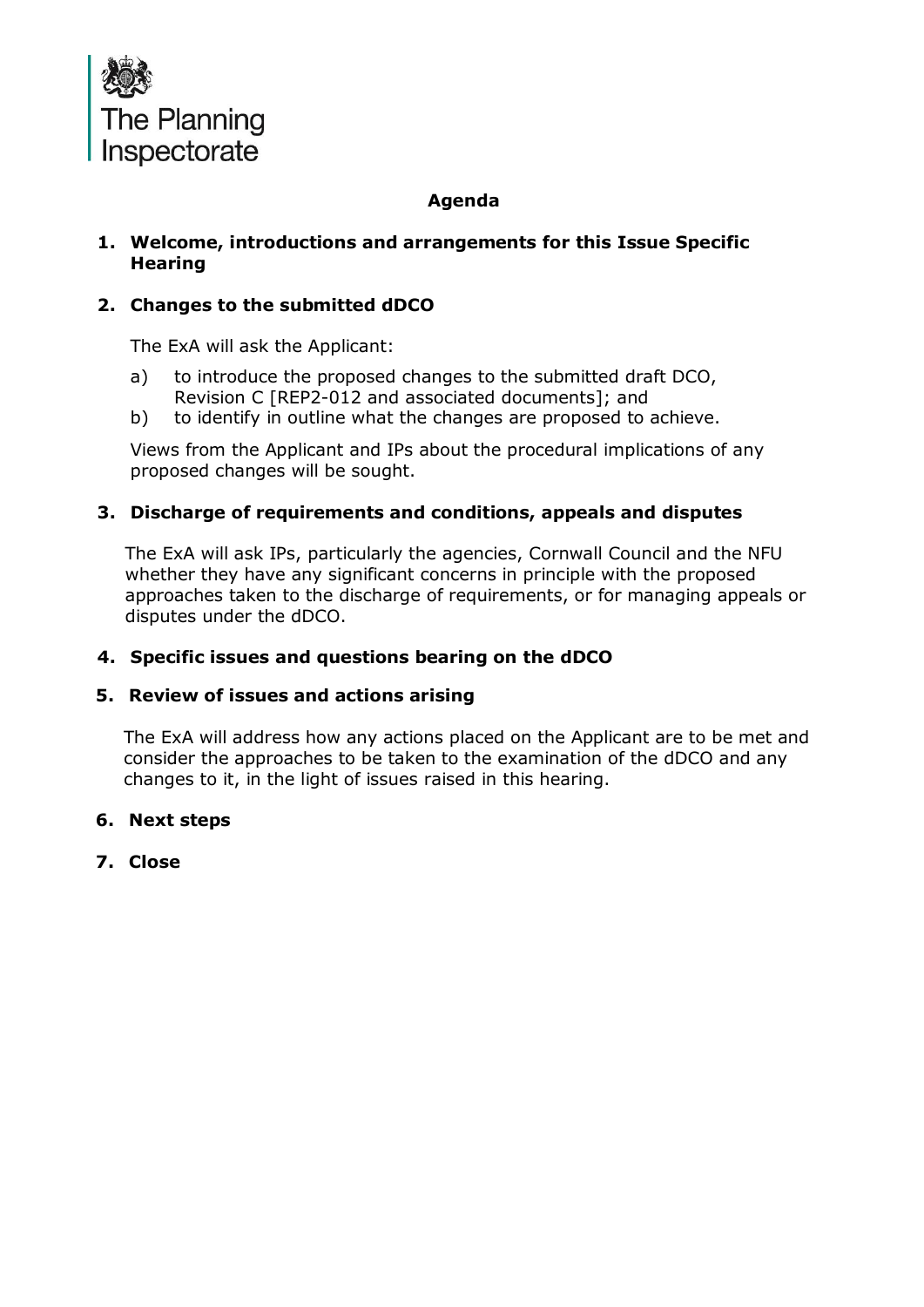The Planning Inspectorate

**Agenda**

**1. Welcome, introductions and arrangements for this Issue Specific Hearing**

**2. Changes to the submitted dDCO**

The ExA will ask the Applicant:

a) to introduce the proposed changes to the submitted draft DCO, Revision C [REP2-012 and associated documents]; and
b) to identify in outline what the changes are proposed to achieve.

Views from the Applicant and IPs about the procedural implications of any proposed changes will be sought.

**3. Discharge of requirements and conditions, appeals and disputes**

The ExA will ask IPs, particularly the agencies, Cornwall Council and the NFU whether they have any significant concerns in principle with the proposed approaches taken to the discharge of requirements, or for managing appeals or disputes under the dDCO.

**4. Specific issues and questions bearing on the dDCO**

**5. Review of issues and actions arising**

The ExA will address how any actions placed on the Applicant are to be met and consider the approaches to be taken to the examination of the dDCO and any changes to it, in the light of issues raised in this hearing.

**6. Next steps**

**7. Close**